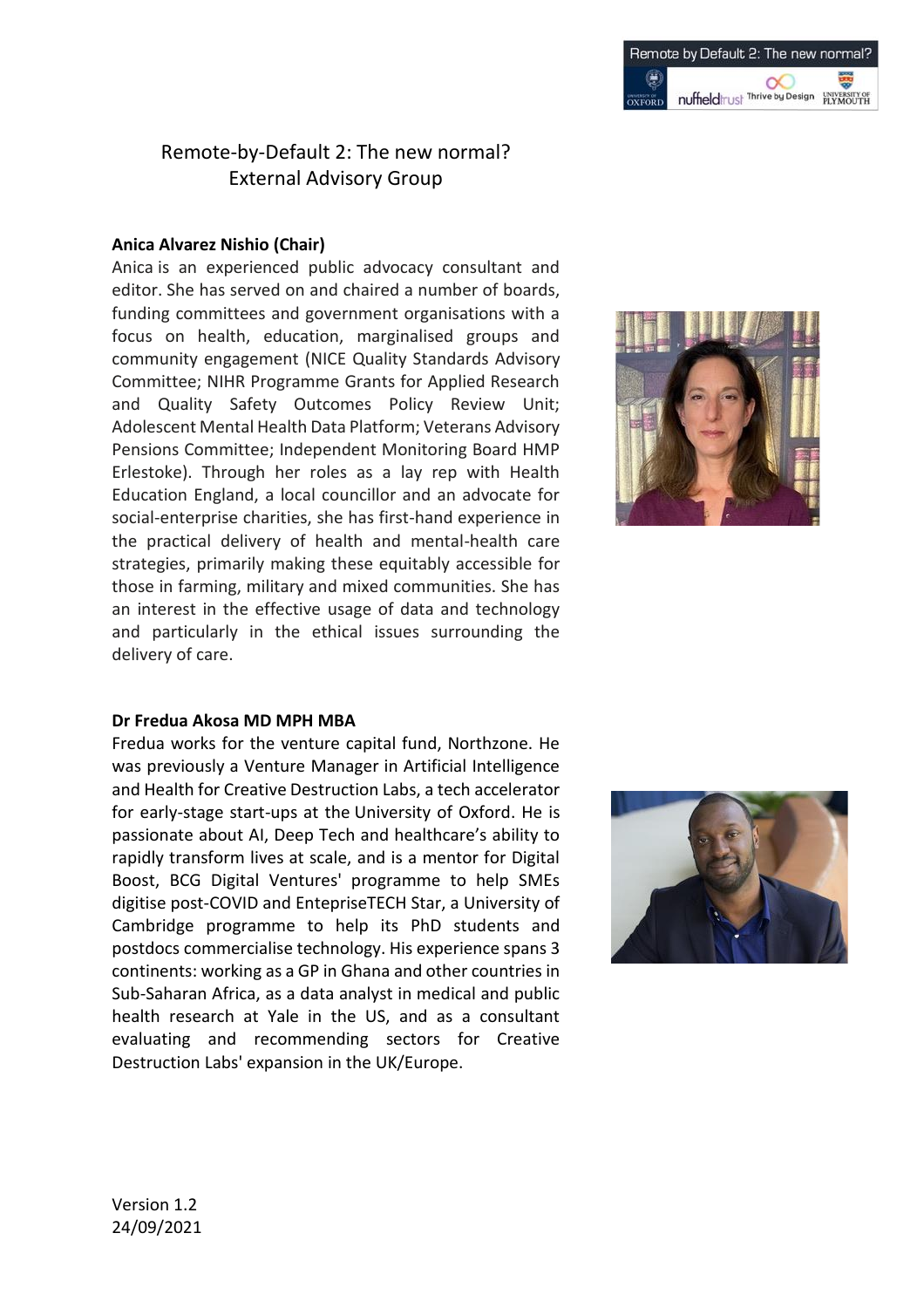# Remote-by-Default 2: The new normal?
## External Advisory Group

**Anica Alvarez Nishio (Chair)**

Anica is an experienced public advocacy consultant and editor. She has served on and chaired a number of boards, funding committees and government organisations with a focus on health, education, marginalised groups and community engagement (NICE Quality Standards Advisory Committee; NIHR Programme Grants for Applied Research and Quality Safety Outcomes Policy Review Unit; Adolescent Mental Health Data Platform; Veterans Advisory Pensions Committee; Independent Monitoring Board HMP Erlestoke). Through her roles as a lay rep with Health Education England, a local councillor and an advocate for social-enterprise charities, she has first-hand experience in the practical delivery of health and mental-health care strategies, primarily making these equitably accessible for those in farming, military and mixed communities. She has an interest in the effective usage of data and technology and particularly in the ethical issues surrounding the delivery of care.

**Dr Fredua Akosa MD MPH MBA**

Fredua works for the venture capital fund, Northzone. He was previously a Venture Manager in Artificial Intelligence and Health for Creative Destruction Labs, a tech accelerator for early-stage start-ups at the University of Oxford. He is passionate about AI, Deep Tech and healthcare's ability to rapidly transform lives at scale, and is a mentor for Digital Boost, BCG Digital Ventures' programme to help SMEs digitise post-COVID and EntepriseTECH Star, a University of Cambridge programme to help its PhD students and postdocs commercialise technology. His experience spans 3 continents: working as a GP in Ghana and other countries in Sub-Saharan Africa, as a data analyst in medical and public health research at Yale in the US, and as a consultant evaluating and recommending sectors for Creative Destruction Labs' expansion in the UK/Europe.

Version 1.2
24/09/2021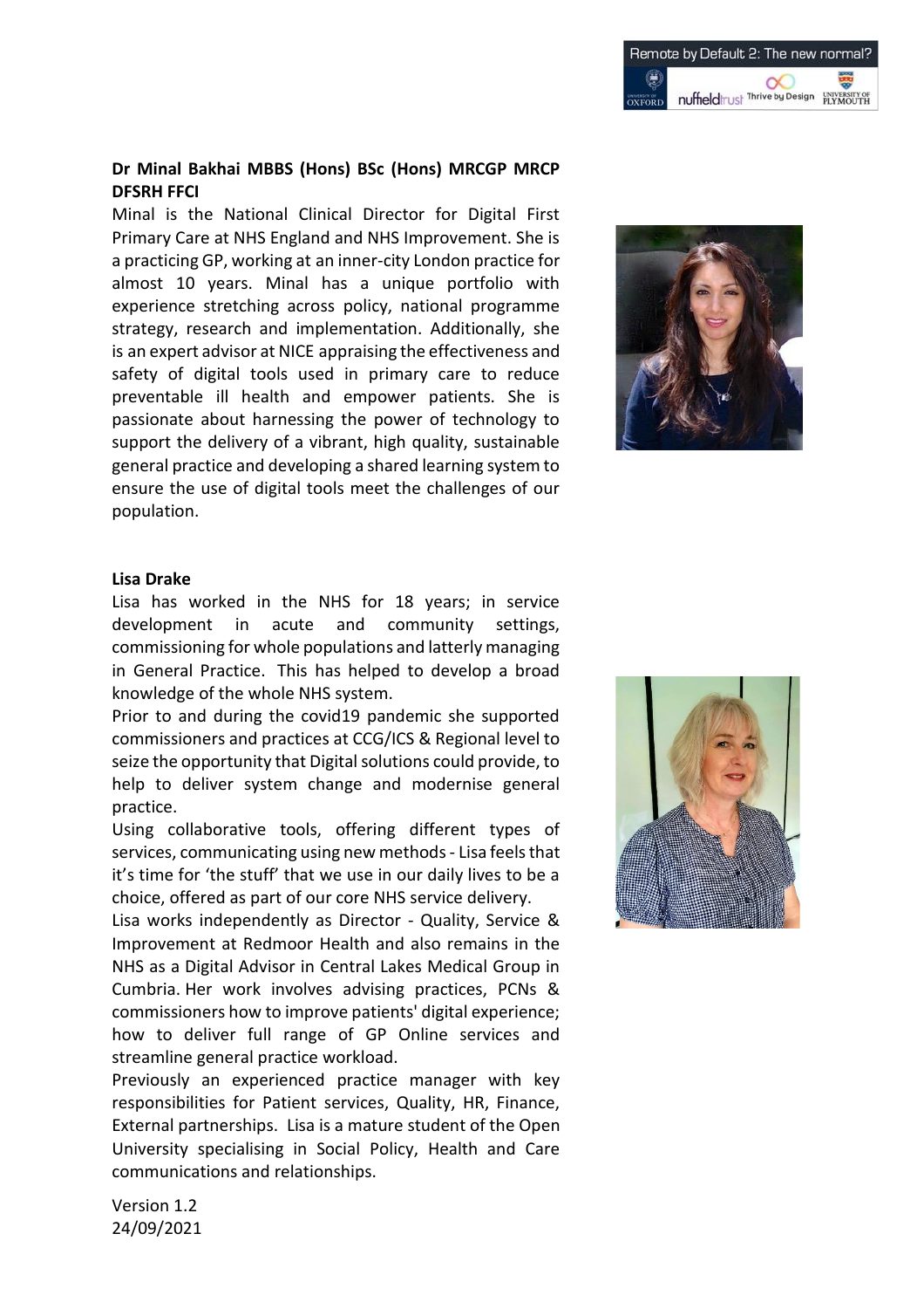**Dr Minal Bakhai MBBS (Hons) BSc (Hons) MRCGP MRCP DFSRH FFCI**

Minal is the National Clinical Director for Digital First Primary Care at NHS England and NHS Improvement. She is a practicing GP, working at an inner-city London practice for almost 10 years. Minal has a unique portfolio with experience stretching across policy, national programme strategy, research and implementation. Additionally, she is an expert advisor at NICE appraising the effectiveness and safety of digital tools used in primary care to reduce preventable ill health and empower patients. She is passionate about harnessing the power of technology to support the delivery of a vibrant, high quality, sustainable general practice and developing a shared learning system to ensure the use of digital tools meet the challenges of our population.

**Lisa Drake**

Lisa has worked in the NHS for 18 years; in service development in acute and community settings, commissioning for whole populations and latterly managing in General Practice. This has helped to develop a broad knowledge of the whole NHS system.

Prior to and during the covid19 pandemic she supported commissioners and practices at CCG/ICS & Regional level to seize the opportunity that Digital solutions could provide, to help to deliver system change and modernise general practice.

Using collaborative tools, offering different types of services, communicating using new methods - Lisa feels that it's time for 'the stuff' that we use in our daily lives to be a choice, offered as part of our core NHS service delivery.

Lisa works independently as Director - Quality, Service & Improvement at Redmoor Health and also remains in the NHS as a Digital Advisor in Central Lakes Medical Group in Cumbria. Her work involves advising practices, PCNs & commissioners how to improve patients' digital experience; how to deliver full range of GP Online services and streamline general practice workload.

Previously an experienced practice manager with key responsibilities for Patient services, Quality, HR, Finance, External partnerships. Lisa is a mature student of the Open University specialising in Social Policy, Health and Care communications and relationships.

Version 1.2
24/09/2021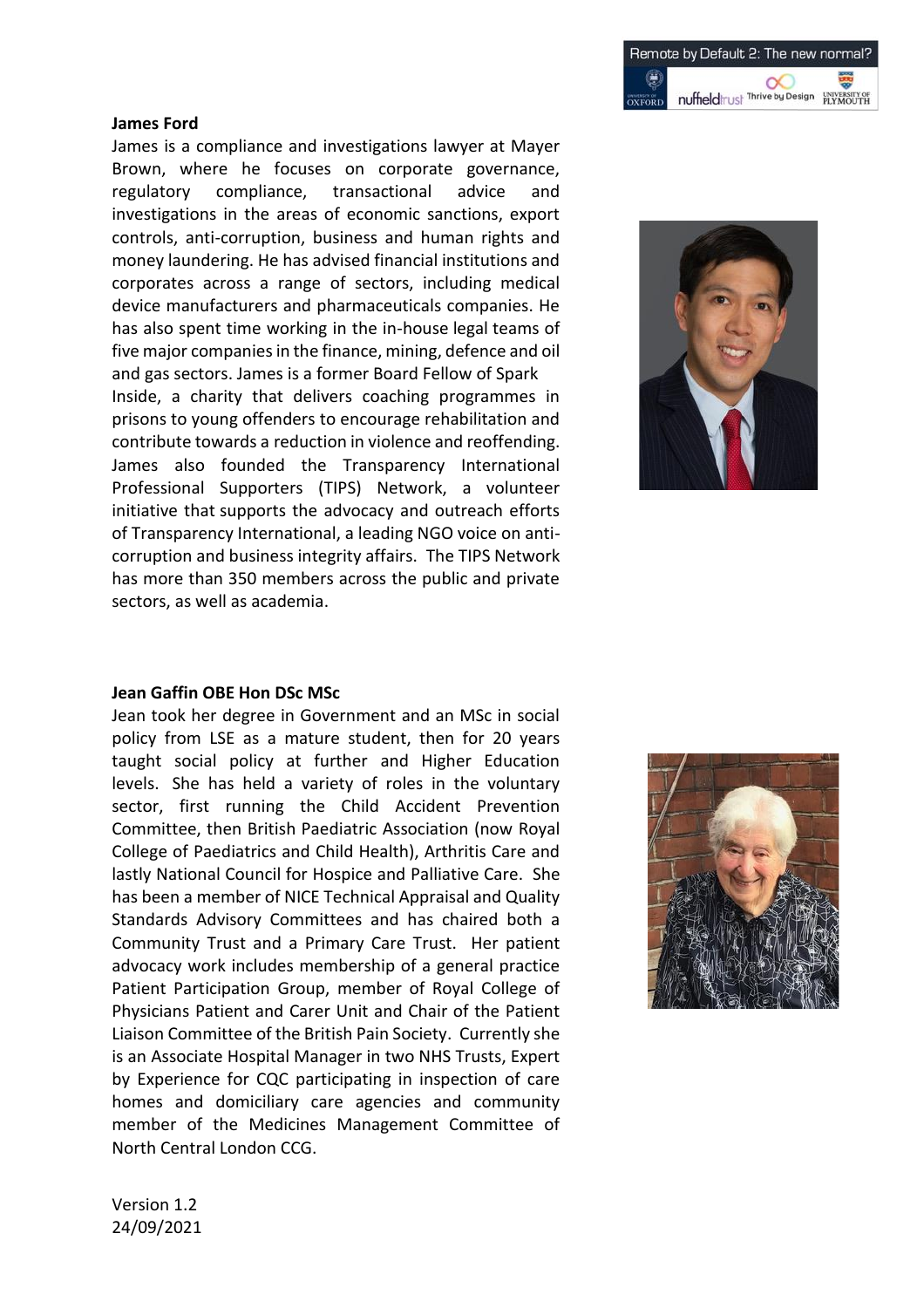**James Ford**

James is a compliance and investigations lawyer at Mayer Brown, where he focuses on corporate governance, regulatory compliance, transactional advice and investigations in the areas of economic sanctions, export controls, anti-corruption, business and human rights and money laundering. He has advised financial institutions and corporates across a range of sectors, including medical device manufacturers and pharmaceuticals companies. He has also spent time working in the in-house legal teams of five major companies in the finance, mining, defence and oil and gas sectors. James is a former Board Fellow of Spark Inside, a charity that delivers coaching programmes in prisons to young offenders to encourage rehabilitation and contribute towards a reduction in violence and reoffending. James also founded the Transparency International Professional Supporters (TIPS) Network, a volunteer initiative that supports the advocacy and outreach efforts of Transparency International, a leading NGO voice on anti-corruption and business integrity affairs. The TIPS Network has more than 350 members across the public and private sectors, as well as academia.

**Jean Gaffin OBE Hon DSc MSc**

Jean took her degree in Government and an MSc in social policy from LSE as a mature student, then for 20 years taught social policy at further and Higher Education levels. She has held a variety of roles in the voluntary sector, first running the Child Accident Prevention Committee, then British Paediatric Association (now Royal College of Paediatrics and Child Health), Arthritis Care and lastly National Council for Hospice and Palliative Care. She has been a member of NICE Technical Appraisal and Quality Standards Advisory Committees and has chaired both a Community Trust and a Primary Care Trust. Her patient advocacy work includes membership of a general practice Patient Participation Group, member of Royal College of Physicians Patient and Carer Unit and Chair of the Patient Liaison Committee of the British Pain Society. Currently she is an Associate Hospital Manager in two NHS Trusts, Expert by Experience for CQC participating in inspection of care homes and domiciliary care agencies and community member of the Medicines Management Committee of North Central London CCG.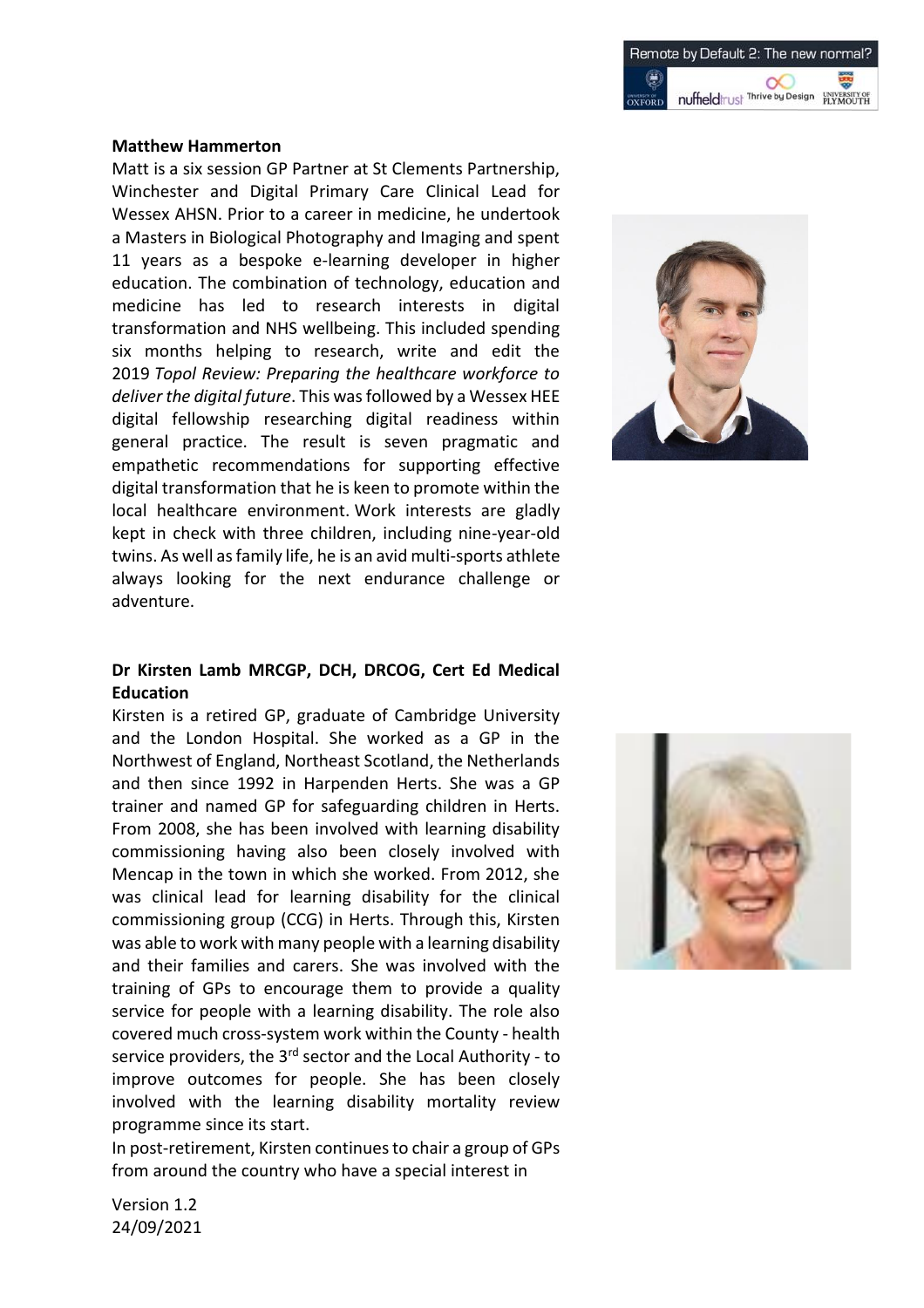**Matthew Hammerton**

Matt is a six session GP Partner at St Clements Partnership, Winchester and Digital Primary Care Clinical Lead for Wessex AHSN. Prior to a career in medicine, he undertook a Masters in Biological Photography and Imaging and spent 11 years as a bespoke e-learning developer in higher education. The combination of technology, education and medicine has led to research interests in digital transformation and NHS wellbeing. This included spending six months helping to research, write and edit the 2019 *Topol Review: Preparing the healthcare workforce to deliver the digital future*. This was followed by a Wessex HEE digital fellowship researching digital readiness within general practice. The result is seven pragmatic and empathetic recommendations for supporting effective digital transformation that he is keen to promote within the local healthcare environment. Work interests are gladly kept in check with three children, including nine-year-old twins. As well as family life, he is an avid multi-sports athlete always looking for the next endurance challenge or adventure.

**Dr Kirsten Lamb MRCGP, DCH, DRCOG, Cert Ed Medical Education**

Kirsten is a retired GP, graduate of Cambridge University and the London Hospital. She worked as a GP in the Northwest of England, Northeast Scotland, the Netherlands and then since 1992 in Harpenden Herts. She was a GP trainer and named GP for safeguarding children in Herts. From 2008, she has been involved with learning disability commissioning having also been closely involved with Mencap in the town in which she worked. From 2012, she was clinical lead for learning disability for the clinical commissioning group (CCG) in Herts. Through this, Kirsten was able to work with many people with a learning disability and their families and carers. She was involved with the training of GPs to encourage them to provide a quality service for people with a learning disability. The role also covered much cross-system work within the County - health service providers, the 3rd sector and the Local Authority - to improve outcomes for people. She has been closely involved with the learning disability mortality review programme since its start.

In post-retirement, Kirsten continues to chair a group of GPs from around the country who have a special interest in

Version 1.2
24/09/2021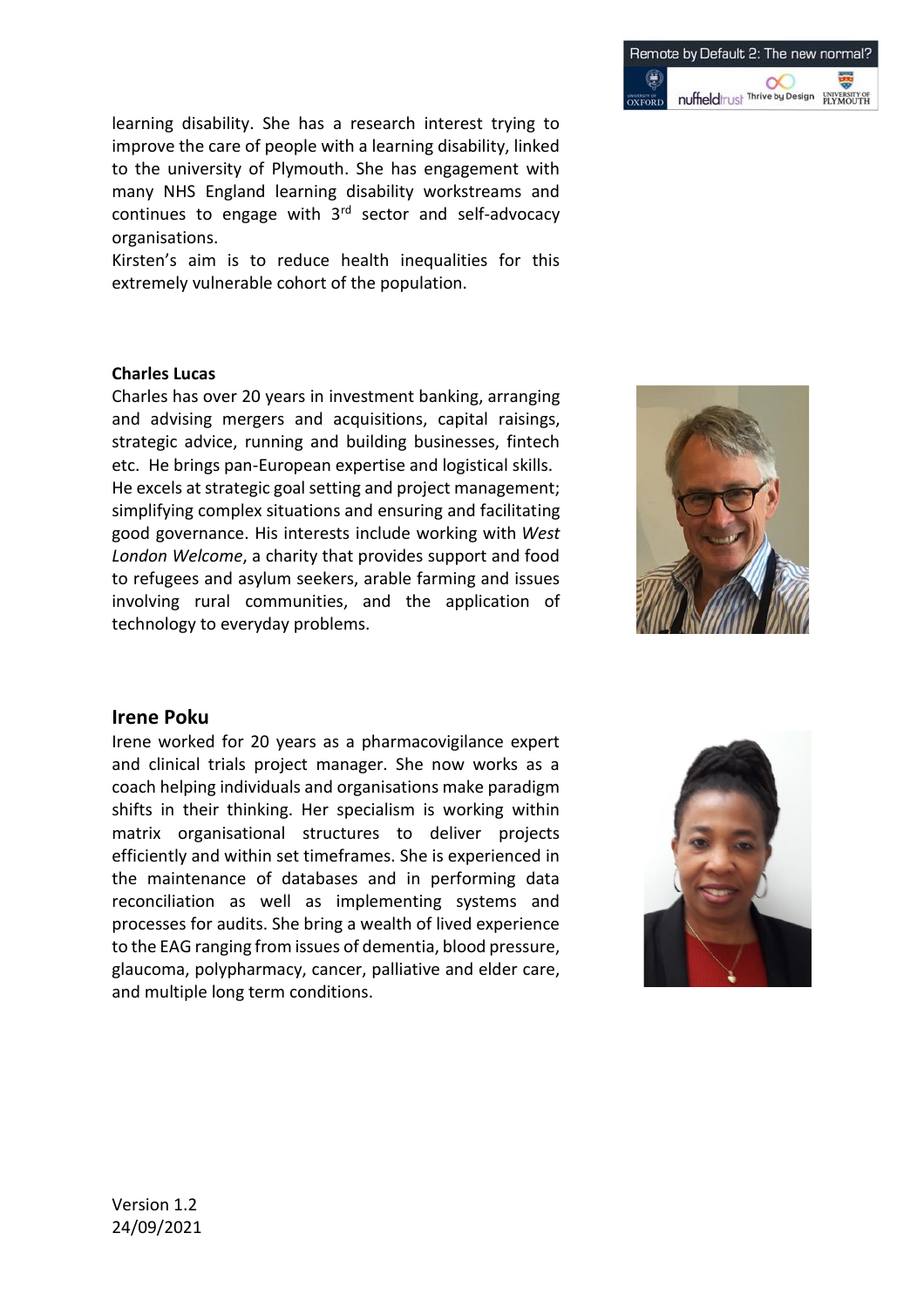learning disability. She has a research interest trying to improve the care of people with a learning disability, linked to the university of Plymouth. She has engagement with many NHS England learning disability workstreams and continues to engage with 3rd sector and self-advocacy organisations.

Kirsten's aim is to reduce health inequalities for this extremely vulnerable cohort of the population.

**Charles Lucas**

Charles has over 20 years in investment banking, arranging and advising mergers and acquisitions, capital raisings, strategic advice, running and building businesses, fintech etc. He brings pan-European expertise and logistical skills. He excels at strategic goal setting and project management; simplifying complex situations and ensuring and facilitating good governance. His interests include working with *West London Welcome*, a charity that provides support and food to refugees and asylum seekers, arable farming and issues involving rural communities, and the application of technology to everyday problems.

## Irene Poku

Irene worked for 20 years as a pharmacovigilance expert and clinical trials project manager. She now works as a coach helping individuals and organisations make paradigm shifts in their thinking. Her specialism is working within matrix organisational structures to deliver projects efficiently and within set timeframes. She is experienced in the maintenance of databases and in performing data reconciliation as well as implementing systems and processes for audits. She bring a wealth of lived experience to the EAG ranging from issues of dementia, blood pressure, glaucoma, polypharmacy, cancer, palliative and elder care, and multiple long term conditions.

Version 1.2
24/09/2021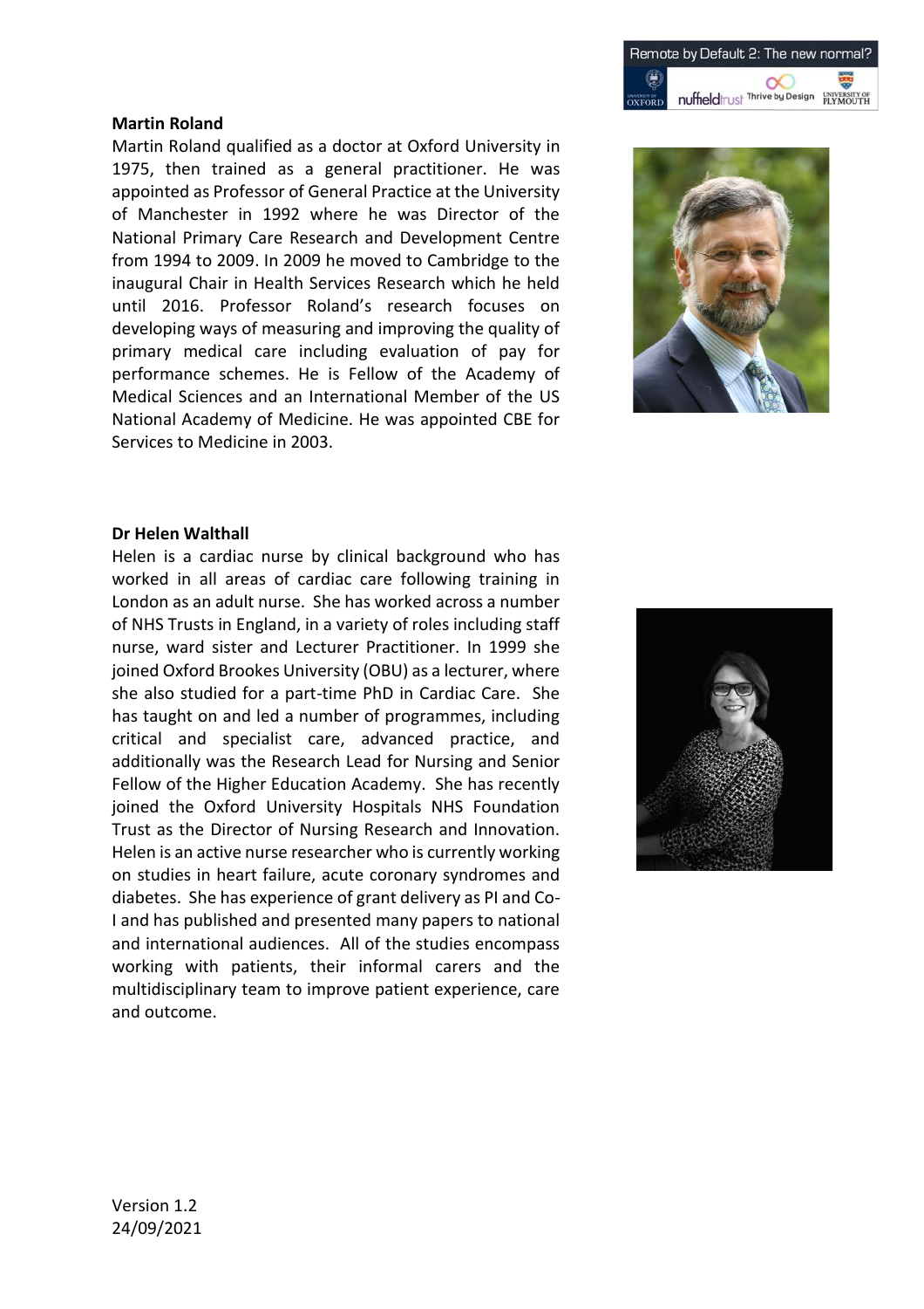**Martin Roland**

Martin Roland qualified as a doctor at Oxford University in 1975, then trained as a general practitioner. He was appointed as Professor of General Practice at the University of Manchester in 1992 where he was Director of the National Primary Care Research and Development Centre from 1994 to 2009. In 2009 he moved to Cambridge to the inaugural Chair in Health Services Research which he held until 2016. Professor Roland's research focuses on developing ways of measuring and improving the quality of primary medical care including evaluation of pay for performance schemes. He is Fellow of the Academy of Medical Sciences and an International Member of the US National Academy of Medicine. He was appointed CBE for Services to Medicine in 2003.

**Dr Helen Walthall**

Helen is a cardiac nurse by clinical background who has worked in all areas of cardiac care following training in London as an adult nurse. She has worked across a number of NHS Trusts in England, in a variety of roles including staff nurse, ward sister and Lecturer Practitioner. In 1999 she joined Oxford Brookes University (OBU) as a lecturer, where she also studied for a part-time PhD in Cardiac Care. She has taught on and led a number of programmes, including critical and specialist care, advanced practice, and additionally was the Research Lead for Nursing and Senior Fellow of the Higher Education Academy. She has recently joined the Oxford University Hospitals NHS Foundation Trust as the Director of Nursing Research and Innovation. Helen is an active nurse researcher who is currently working on studies in heart failure, acute coronary syndromes and diabetes. She has experience of grant delivery as PI and Co-I and has published and presented many papers to national and international audiences. All of the studies encompass working with patients, their informal carers and the multidisciplinary team to improve patient experience, care and outcome.

Version 1.2
24/09/2021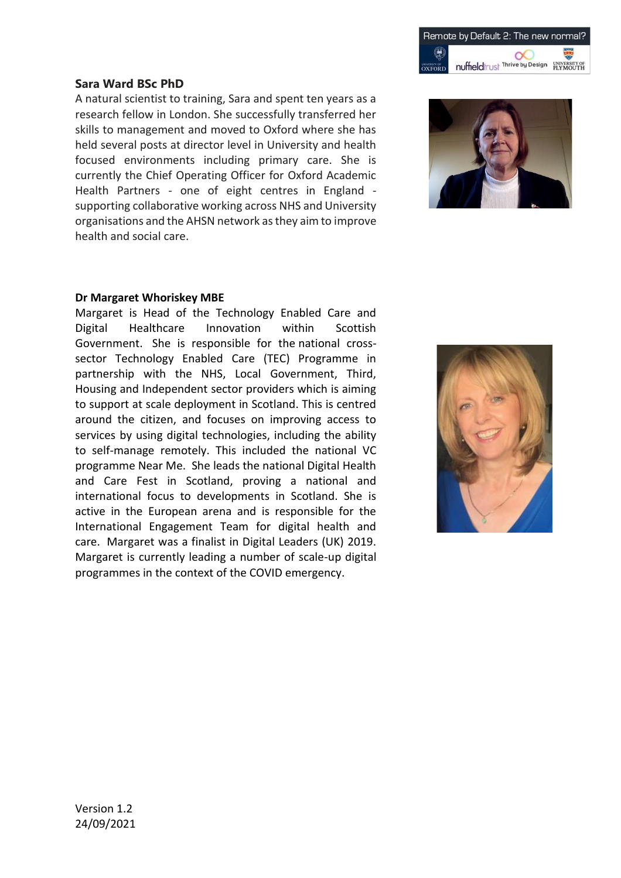**Sara Ward BSc PhD**

A natural scientist to training, Sara and spent ten years as a research fellow in London. She successfully transferred her skills to management and moved to Oxford where she has held several posts at director level in University and health focused environments including primary care. She is currently the Chief Operating Officer for Oxford Academic Health Partners - one of eight centres in England - supporting collaborative working across NHS and University organisations and the AHSN network as they aim to improve health and social care.

**Dr Margaret Whoriskey MBE**

Margaret is Head of the Technology Enabled Care and Digital Healthcare Innovation within Scottish Government. She is responsible for the national cross-sector Technology Enabled Care (TEC) Programme in partnership with the NHS, Local Government, Third, Housing and Independent sector providers which is aiming to support at scale deployment in Scotland. This is centred around the citizen, and focuses on improving access to services by using digital technologies, including the ability to self-manage remotely. This included the national VC programme Near Me. She leads the national Digital Health and Care Fest in Scotland, proving a national and international focus to developments in Scotland. She is active in the European arena and is responsible for the International Engagement Team for digital health and care. Margaret was a finalist in Digital Leaders (UK) 2019. Margaret is currently leading a number of scale-up digital programmes in the context of the COVID emergency.

Version 1.2
24/09/2021